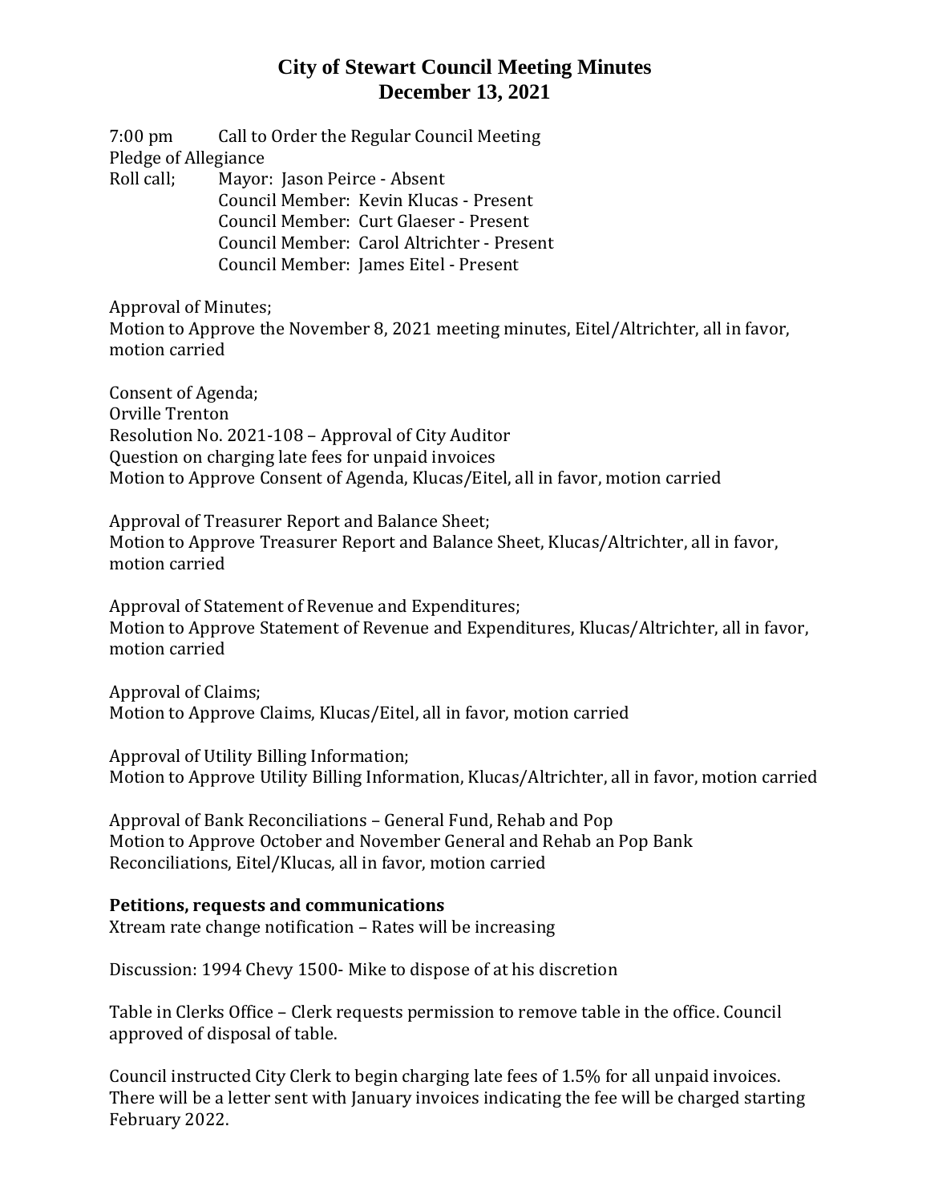# City of Stewart Council Meeting Minutes
# December 13, 2021

7:00 pm Call to Order the Regular Council Meeting

Pledge of Allegiance

Roll call; Mayor: Jason Peirce - Absent
Council Member: Kevin Klucas - Present
Council Member: Curt Glaeser - Present
Council Member: Carol Altrichter - Present
Council Member: James Eitel - Present

Approval of Minutes;
Motion to Approve the November 8, 2021 meeting minutes, Eitel/Altrichter, all in favor, motion carried

Consent of Agenda;
Orville Trenton
Resolution No. 2021-108 – Approval of City Auditor
Question on charging late fees for unpaid invoices
Motion to Approve Consent of Agenda, Klucas/Eitel, all in favor, motion carried

Approval of Treasurer Report and Balance Sheet;
Motion to Approve Treasurer Report and Balance Sheet, Klucas/Altrichter, all in favor, motion carried

Approval of Statement of Revenue and Expenditures;
Motion to Approve Statement of Revenue and Expenditures, Klucas/Altrichter, all in favor, motion carried

Approval of Claims;
Motion to Approve Claims, Klucas/Eitel, all in favor, motion carried

Approval of Utility Billing Information;
Motion to Approve Utility Billing Information, Klucas/Altrichter, all in favor, motion carried

Approval of Bank Reconciliations – General Fund, Rehab and Pop
Motion to Approve October and November General and Rehab an Pop Bank Reconciliations, Eitel/Klucas, all in favor, motion carried

**Petitions, requests and communications**

Xtream rate change notification – Rates will be increasing

Discussion: 1994 Chevy 1500- Mike to dispose of at his discretion

Table in Clerks Office – Clerk requests permission to remove table in the office. Council approved of disposal of table.

Council instructed City Clerk to begin charging late fees of 1.5% for all unpaid invoices. There will be a letter sent with January invoices indicating the fee will be charged starting February 2022.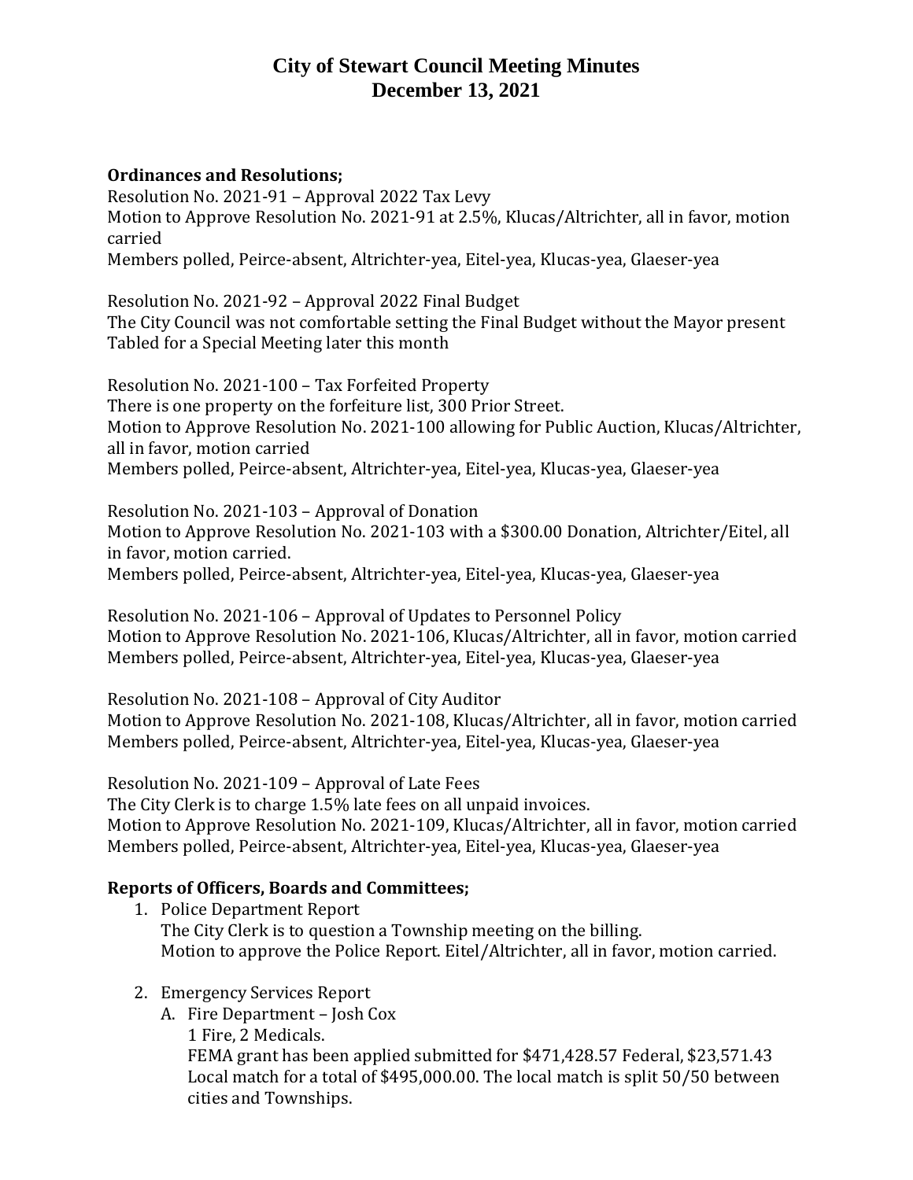# City of Stewart Council Meeting Minutes
# December 13, 2021

**Ordinances and Resolutions;**

Resolution No. 2021-91 – Approval 2022 Tax Levy
Motion to Approve Resolution No. 2021-91 at 2.5%, Klucas/Altrichter, all in favor, motion carried
Members polled, Peirce-absent, Altrichter-yea, Eitel-yea, Klucas-yea, Glaeser-yea

Resolution No. 2021-92 – Approval 2022 Final Budget
The City Council was not comfortable setting the Final Budget without the Mayor present
Tabled for a Special Meeting later this month

Resolution No. 2021-100 – Tax Forfeited Property
There is one property on the forfeiture list, 300 Prior Street.
Motion to Approve Resolution No. 2021-100 allowing for Public Auction, Klucas/Altrichter, all in favor, motion carried
Members polled, Peirce-absent, Altrichter-yea, Eitel-yea, Klucas-yea, Glaeser-yea

Resolution No. 2021-103 – Approval of Donation
Motion to Approve Resolution No. 2021-103 with a $300.00 Donation, Altrichter/Eitel, all in favor, motion carried.
Members polled, Peirce-absent, Altrichter-yea, Eitel-yea, Klucas-yea, Glaeser-yea

Resolution No. 2021-106 – Approval of Updates to Personnel Policy
Motion to Approve Resolution No. 2021-106, Klucas/Altrichter, all in favor, motion carried
Members polled, Peirce-absent, Altrichter-yea, Eitel-yea, Klucas-yea, Glaeser-yea

Resolution No. 2021-108 – Approval of City Auditor
Motion to Approve Resolution No. 2021-108, Klucas/Altrichter, all in favor, motion carried
Members polled, Peirce-absent, Altrichter-yea, Eitel-yea, Klucas-yea, Glaeser-yea

Resolution No. 2021-109 – Approval of Late Fees
The City Clerk is to charge 1.5% late fees on all unpaid invoices.
Motion to Approve Resolution No. 2021-109, Klucas/Altrichter, all in favor, motion carried
Members polled, Peirce-absent, Altrichter-yea, Eitel-yea, Klucas-yea, Glaeser-yea

**Reports of Officers, Boards and Committees;**

1. Police Department Report
   The City Clerk is to question a Township meeting on the billing.
   Motion to approve the Police Report. Eitel/Altrichter, all in favor, motion carried.

2. Emergency Services Report
   A. Fire Department – Josh Cox
      1 Fire, 2 Medicals.
      FEMA grant has been applied submitted for $471,428.57 Federal, $23,571.43 Local match for a total of $495,000.00. The local match is split 50/50 between cities and Townships.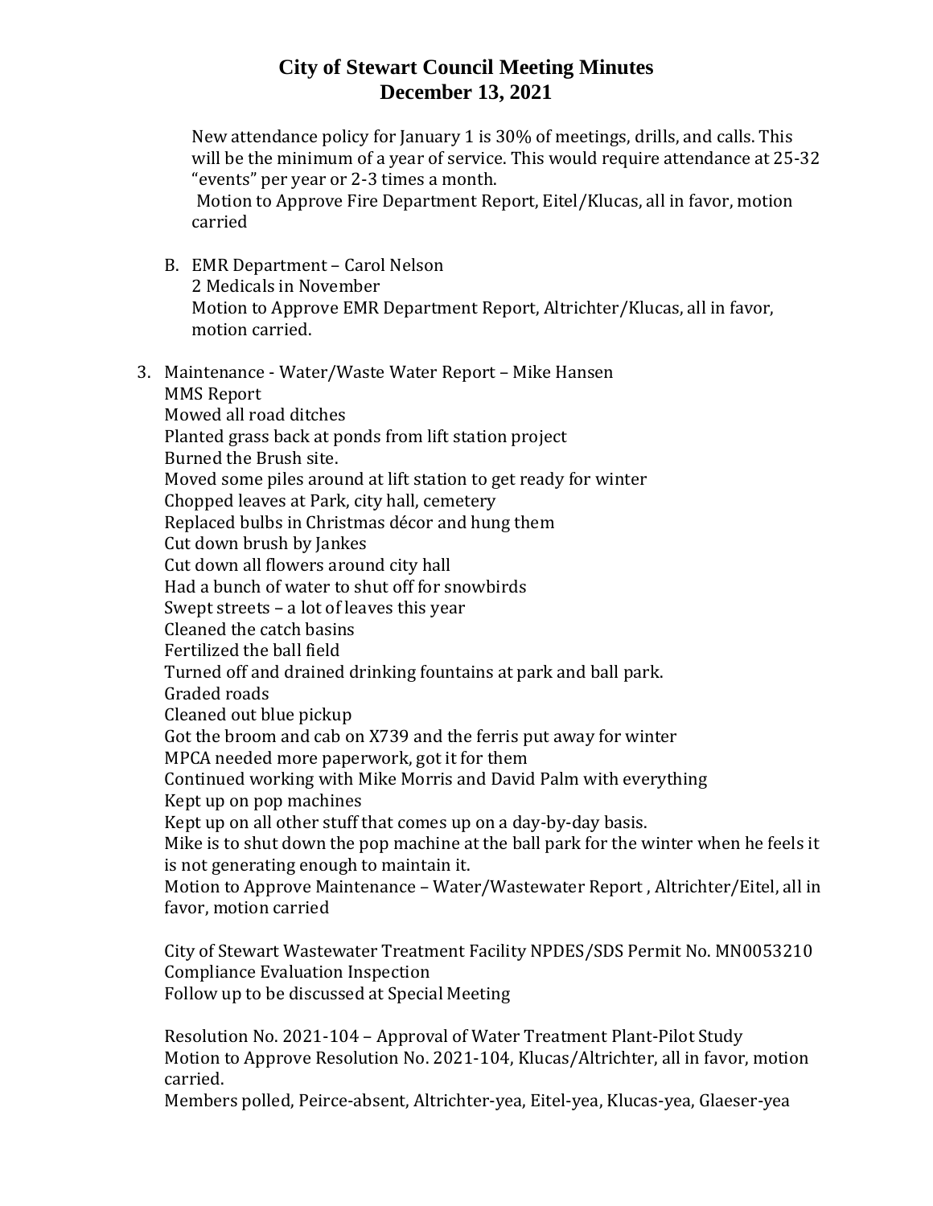New attendance policy for January 1 is 30% of meetings, drills, and calls. This will be the minimum of a year of service. This would require attendance at 25-32 "events" per year or 2-3 times a month.
Motion to Approve Fire Department Report, Eitel/Klucas, all in favor, motion carried

B. EMR Department – Carol Nelson
   2 Medicals in November
   Motion to Approve EMR Department Report, Altrichter/Klucas, all in favor, motion carried.

3. Maintenance - Water/Waste Water Report – Mike Hansen
   MMS Report
   Mowed all road ditches
   Planted grass back at ponds from lift station project
   Burned the Brush site.
   Moved some piles around at lift station to get ready for winter
   Chopped leaves at Park, city hall, cemetery
   Replaced bulbs in Christmas décor and hung them
   Cut down brush by Jankes
   Cut down all flowers around city hall
   Had a bunch of water to shut off for snowbirds
   Swept streets – a lot of leaves this year
   Cleaned the catch basins
   Fertilized the ball field
   Turned off and drained drinking fountains at park and ball park.
   Graded roads
   Cleaned out blue pickup
   Got the broom and cab on X739 and the ferris put away for winter
   MPCA needed more paperwork, got it for them
   Continued working with Mike Morris and David Palm with everything
   Kept up on pop machines
   Kept up on all other stuff that comes up on a day-by-day basis.
   Mike is to shut down the pop machine at the ball park for the winter when he feels it is not generating enough to maintain it.
   Motion to Approve Maintenance – Water/Wastewater Report , Altrichter/Eitel, all in favor, motion carried

   City of Stewart Wastewater Treatment Facility NPDES/SDS Permit No. MN0053210 Compliance Evaluation Inspection
   Follow up to be discussed at Special Meeting

   Resolution No. 2021-104 – Approval of Water Treatment Plant-Pilot Study
   Motion to Approve Resolution No. 2021-104, Klucas/Altrichter, all in favor, motion carried.
   Members polled, Peirce-absent, Altrichter-yea, Eitel-yea, Klucas-yea, Glaeser-yea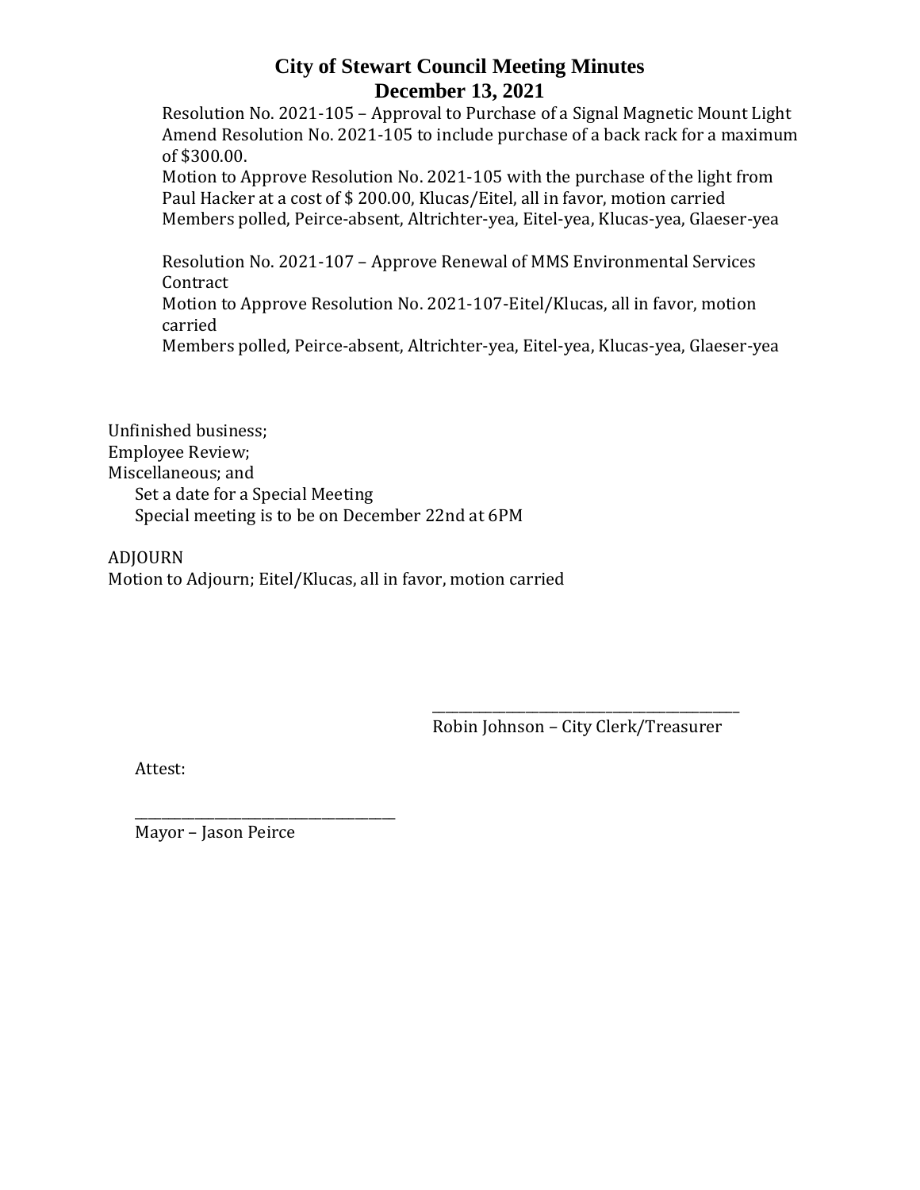Resolution No. 2021-105 – Approval to Purchase of a Signal Magnetic Mount Light
Amend Resolution No. 2021-105 to include purchase of a back rack for a maximum of $300.00.
Motion to Approve Resolution No. 2021-105 with the purchase of the light from Paul Hacker at a cost of $ 200.00, Klucas/Eitel, all in favor, motion carried
Members polled, Peirce-absent, Altrichter-yea, Eitel-yea, Klucas-yea, Glaeser-yea

Resolution No. 2021-107 – Approve Renewal of MMS Environmental Services Contract
Motion to Approve Resolution No. 2021-107-Eitel/Klucas, all in favor, motion carried
Members polled, Peirce-absent, Altrichter-yea, Eitel-yea, Klucas-yea, Glaeser-yea

Unfinished business;
Employee Review;
Miscellaneous; and
Set a date for a Special Meeting
Special meeting is to be on December 22nd at 6PM

ADJOURN
Motion to Adjourn; Eitel/Klucas, all in favor, motion carried

\_\_\_\_\_\_\_\_\_\_\_\_\_\_\_\_\_\_\_\_\_\_\_\_\_\_\_\_\_\_\_\_\_\_\_\_\_\_\_\_
Robin Johnson – City Clerk/Treasurer

Attest:

\_\_\_\_\_\_\_\_\_\_\_\_\_\_\_\_\_\_\_\_\_\_\_\_\_\_\_\_\_\_\_\_\_\_\_\_
Mayor – Jason Peirce